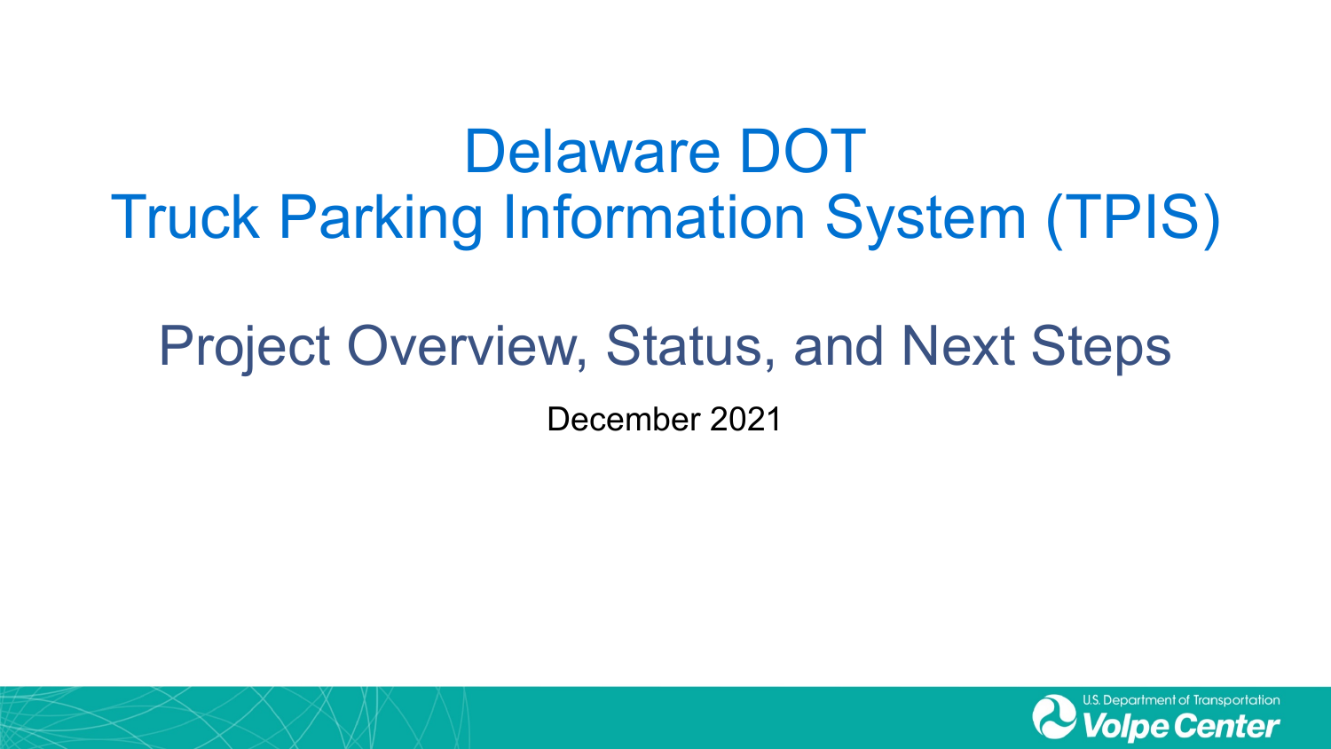# Delaware DOT
# Truck Parking Information System (TPIS)

## Project Overview, Status, and Next Steps

December 2021

U.S. Department of Transportation
Volpe Center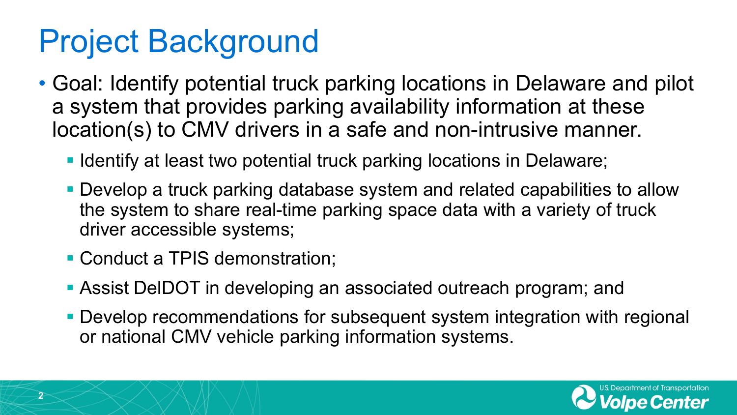# Project Background

- Goal: Identify potential truck parking locations in Delaware and pilot a system that provides parking availability information at these location(s) to CMV drivers in a safe and non-intrusive manner.
  - Identify at least two potential truck parking locations in Delaware;
  - Develop a truck parking database system and related capabilities to allow the system to share real-time parking space data with a variety of truck driver accessible systems;
  - Conduct a TPIS demonstration;
  - Assist DelDOT in developing an associated outreach program; and
  - Develop recommendations for subsequent system integration with regional or national CMV vehicle parking information systems.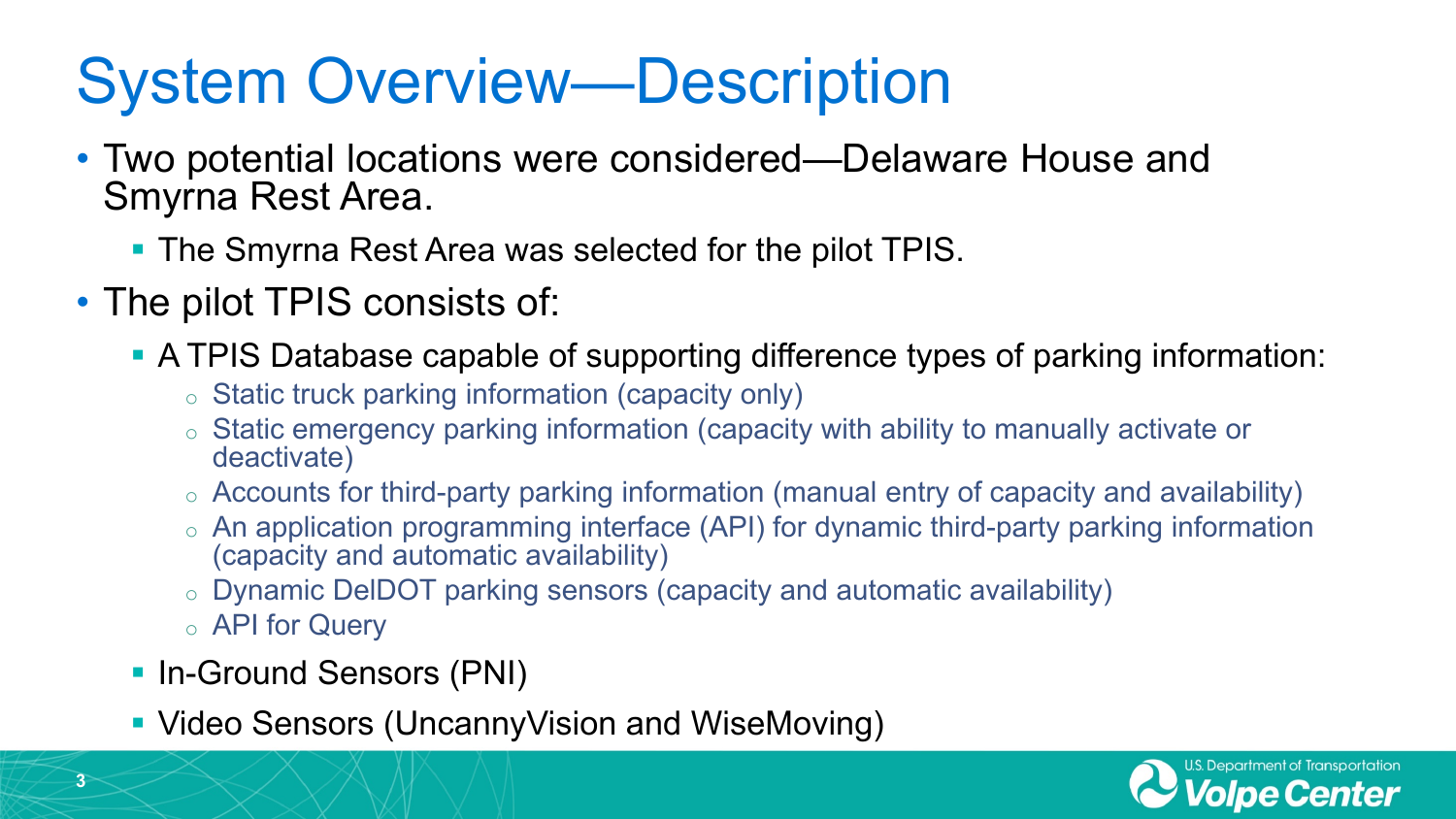# System Overview—Description

- Two potential locations were considered—Delaware House and Smyrna Rest Area.
  - The Smyrna Rest Area was selected for the pilot TPIS.
- The pilot TPIS consists of:
  - A TPIS Database capable of supporting difference types of parking information:
    - Static truck parking information (capacity only)
    - Static emergency parking information (capacity with ability to manually activate or deactivate)
    - Accounts for third-party parking information (manual entry of capacity and availability)
    - An application programming interface (API) for dynamic third-party parking information (capacity and automatic availability)
    - Dynamic DelDOT parking sensors (capacity and automatic availability)
    - API for Query
  - In-Ground Sensors (PNI)
  - Video Sensors (UncannyVision and WiseMoving)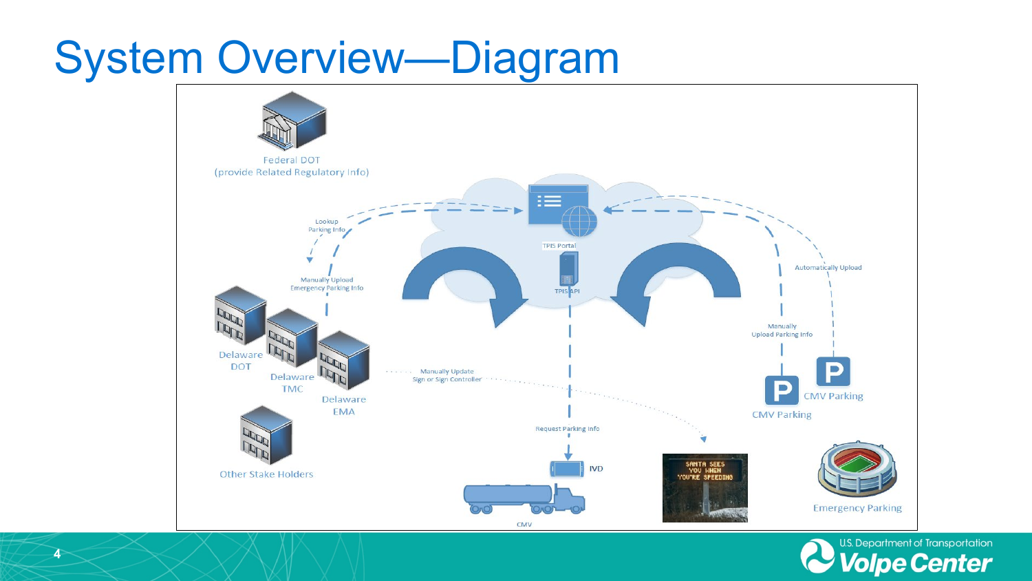# System Overview—Diagram

Federal DOT
(provide Related Regulatory Info)

TPIS Portal

TPIS API

Lookup Parking Info

Manually Upload Emergency Parking Info

Automatically Upload

Manually Upload Parking Info

Delaware DOT

Delaware TMC

Delaware EMA

Other Stake Holders

Manually Update Sign or Sign Controller

Request Parking Info

IVD

CMV

CMV Parking

CMV Parking

Emergency Parking

SANTA SEES YOU WHEN YOU'RE SPEEDING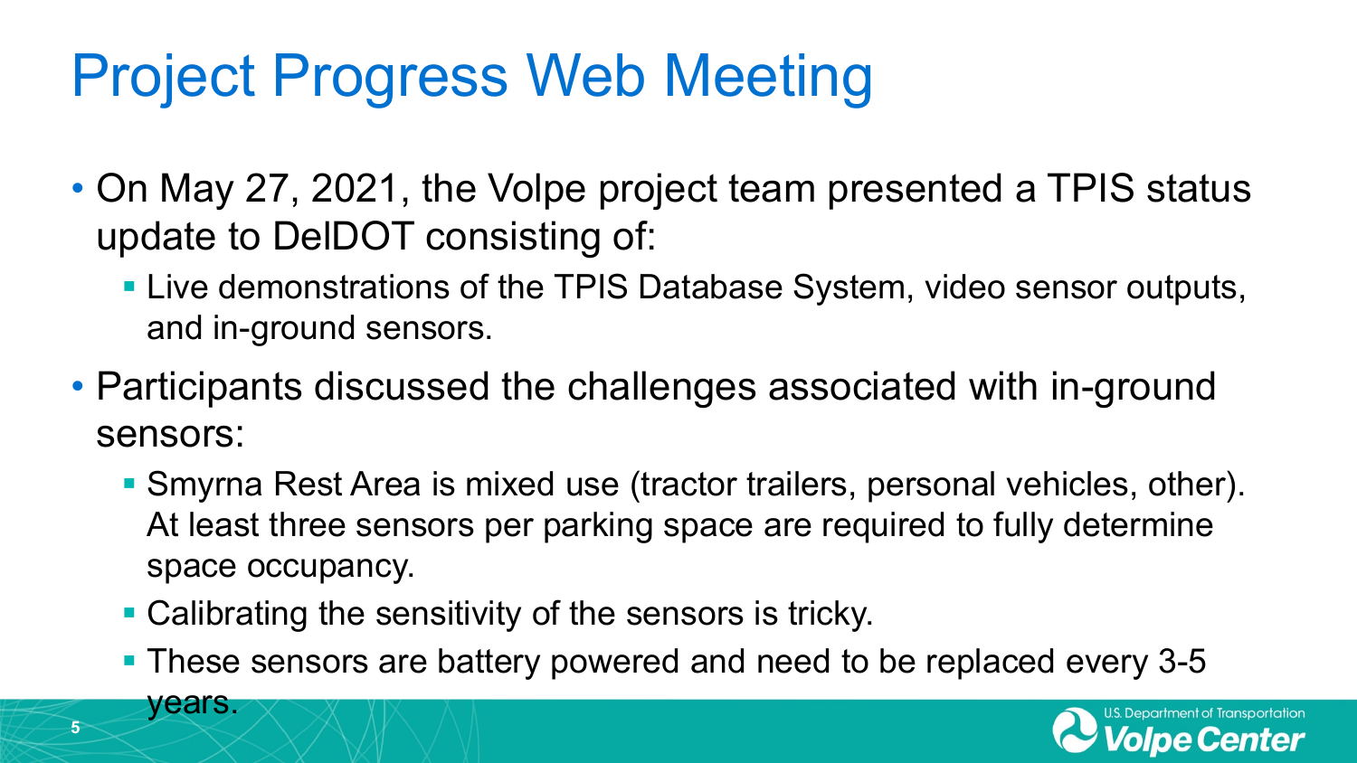# Project Progress Web Meeting

- On May 27, 2021, the Volpe project team presented a TPIS status update to DelDOT consisting of:
  - Live demonstrations of the TPIS Database System, video sensor outputs, and in-ground sensors.
- Participants discussed the challenges associated with in-ground sensors:
  - Smyrna Rest Area is mixed use (tractor trailers, personal vehicles, other). At least three sensors per parking space are required to fully determine space occupancy.
  - Calibrating the sensitivity of the sensors is tricky.
  - These sensors are battery powered and need to be replaced every 3-5 years.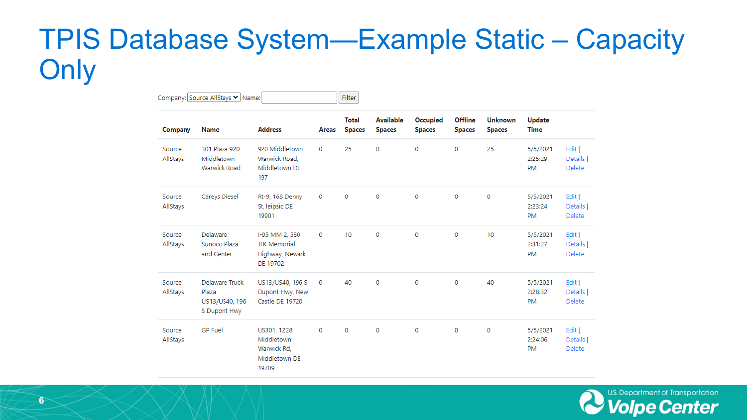# TPIS Database System—Example Static – Capacity Only

Company: Source AllStays Name: Filter

| Company | Name | Address | Areas | Total Spaces | Available Spaces | Occupied Spaces | Offline Spaces | Unknown Spaces | Update Time | |
|---|---|---|---|---|---|---|---|---|---|---|
| Source AllStays | 301 Plaza 920 Middletown Warwick Road | 920 Middletown Warwick Road, Middletown DE 197 | 0 | 25 | 0 | 0 | 0 | 25 | 5/5/2021 2:25:29 PM | Edit \| Details \| Delete |
| Source AllStays | Careys Diesel | Rt-9, 168 Denny St, leipsic DE 19901 | 0 | 0 | 0 | 0 | 0 | 0 | 5/5/2021 2:23:24 PM | Edit \| Details \| Delete |
| Source AllStays | Delaware Sunoco Plaza and Center | I-95 MM 2, 530 JFK Memorial Highway, Newark DE 19702 | 0 | 10 | 0 | 0 | 0 | 10 | 5/5/2021 2:31:27 PM | Edit \| Details \| Delete |
| Source AllStays | Delaware Truck Plaza US13/US40, 196 S Dupont Hwy | US13/US40, 196 S Dupont Hwy, New Castle DE 19720 | 0 | 40 | 0 | 0 | 0 | 40 | 5/5/2021 2:28:32 PM | Edit \| Details \| Delete |
| Source AllStays | GP Fuel | US301, 1228 Middletown Warwick Rd, Middletown DE 19709 | 0 | 0 | 0 | 0 | 0 | 0 | 5/5/2021 2:24:06 PM | Edit \| Details \| Delete |

U.S. Department of Transportation Volpe Center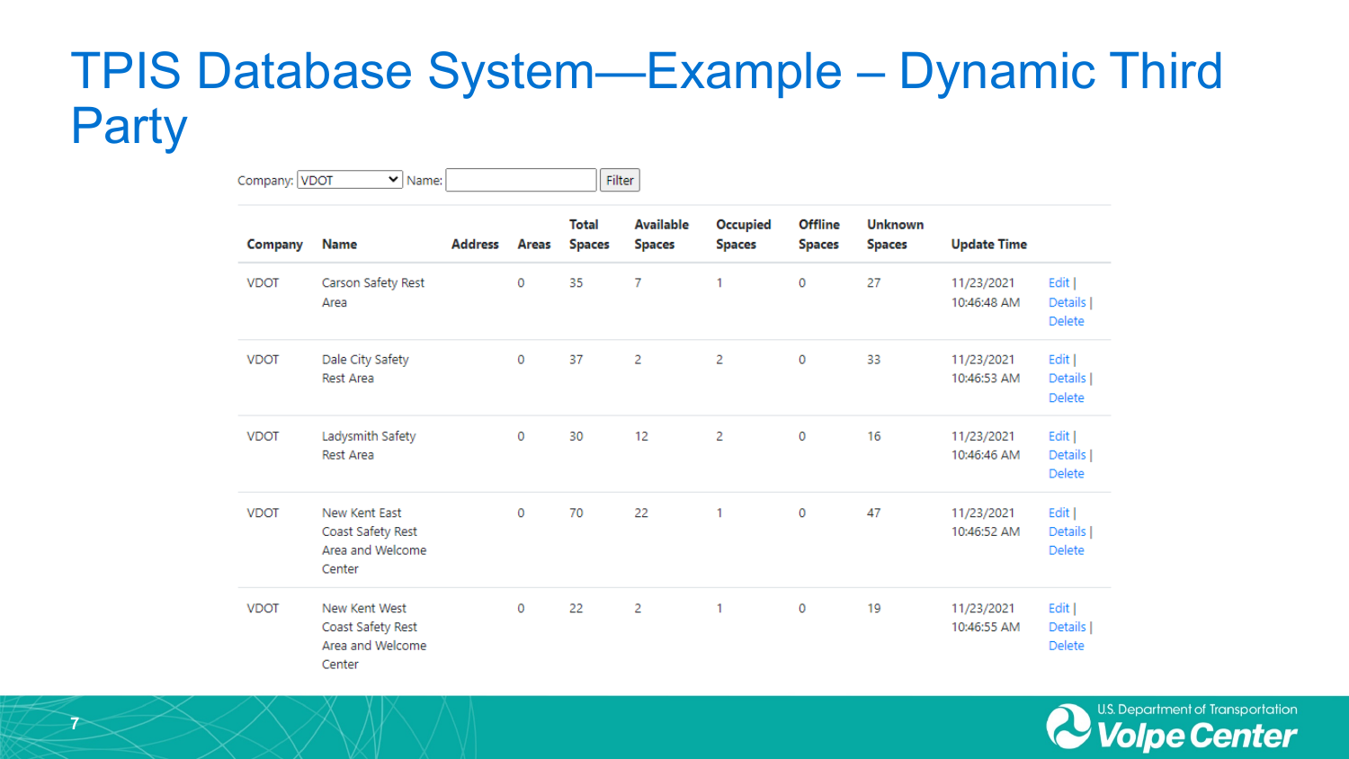# TPIS Database System—Example – Dynamic Third Party

Company: VDOT Name: Filter

| Company | Name | Address | Areas | Total Spaces | Available Spaces | Occupied Spaces | Offline Spaces | Unknown Spaces | Update Time | |
|---|---|---|---|---|---|---|---|---|---|---|
| VDOT | Carson Safety Rest Area | | 0 | 35 | 7 | 1 | 0 | 27 | 11/23/2021 10:46:48 AM | Edit \| Details \| Delete |
| VDOT | Dale City Safety Rest Area | | 0 | 37 | 2 | 2 | 0 | 33 | 11/23/2021 10:46:53 AM | Edit \| Details \| Delete |
| VDOT | Ladysmith Safety Rest Area | | 0 | 30 | 12 | 2 | 0 | 16 | 11/23/2021 10:46:46 AM | Edit \| Details \| Delete |
| VDOT | New Kent East Coast Safety Rest Area and Welcome Center | | 0 | 70 | 22 | 1 | 0 | 47 | 11/23/2021 10:46:52 AM | Edit \| Details \| Delete |
| VDOT | New Kent West Coast Safety Rest Area and Welcome Center | | 0 | 22 | 2 | 1 | 0 | 19 | 11/23/2021 10:46:55 AM | Edit \| Details \| Delete |

U.S. Department of Transportation Volpe Center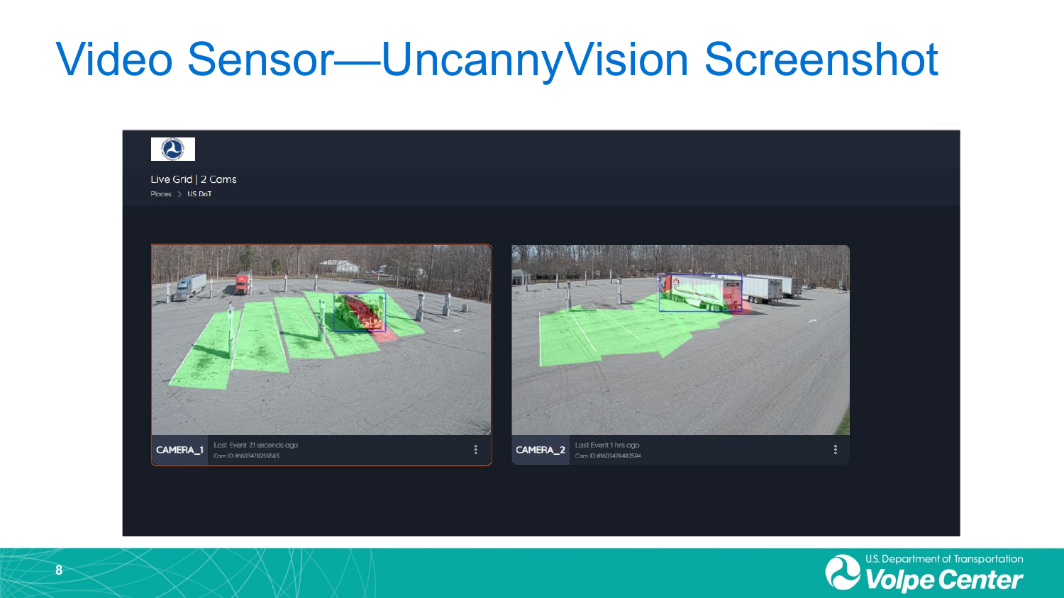# Video Sensor—UncannyVision Screenshot

Live Grid | 2 Cams

Places > US DoT

CAMERA_1 Last Event 21 seconds ago
Cam ID #1603478259563

CAMERA_2 Last Event 1 hrs ago
Cam ID #1603478482594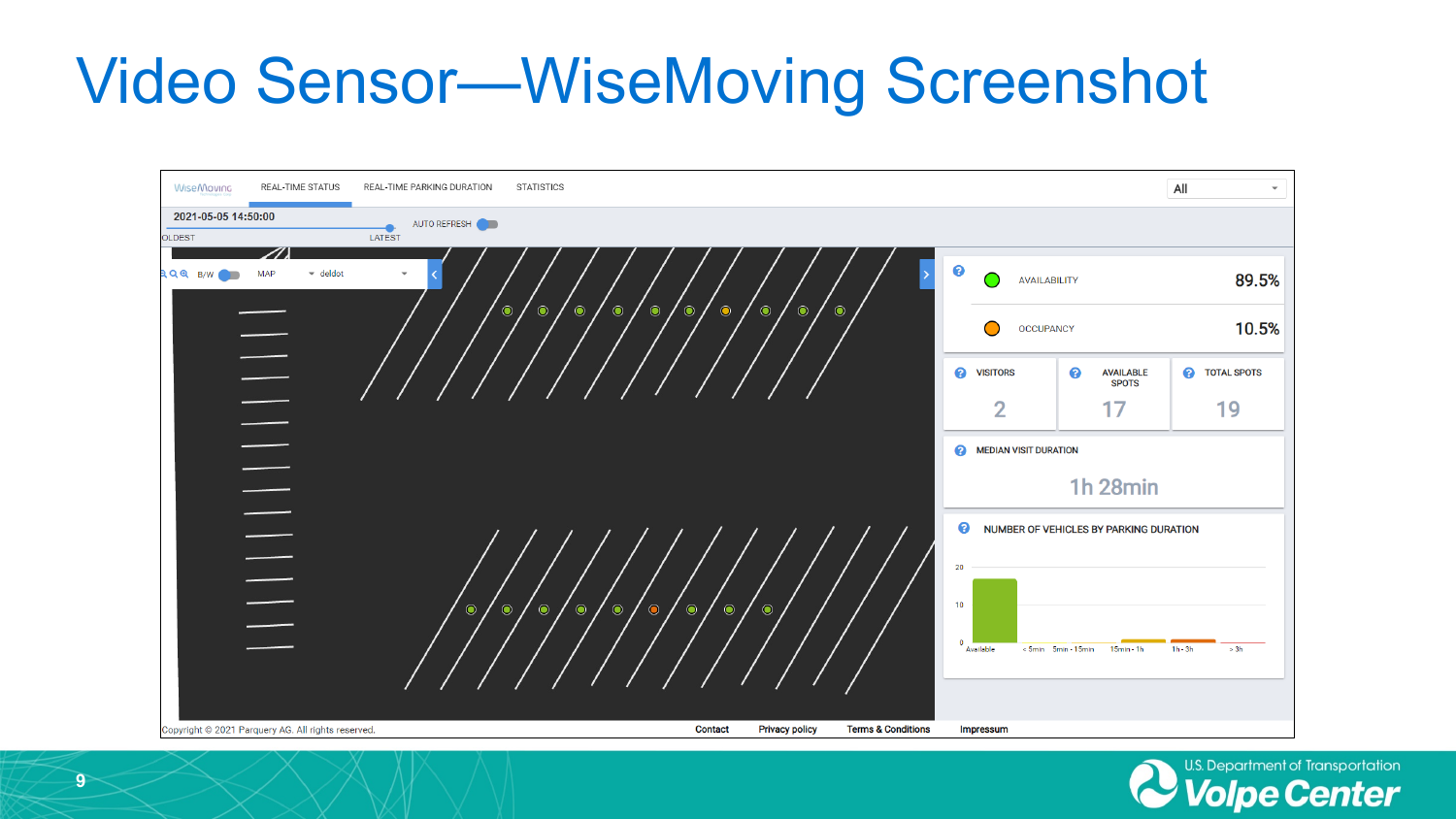# Video Sensor—WiseMoving Screenshot

WiseMoving | REAL-TIME STATUS | REAL-TIME PARKING DURATION | STATISTICS | All

2021-05-05 14:50:00

OLDEST — LATEST

AUTO REFRESH

B/W | MAP | deldot

AVAILABILITY 89.5%

OCCUPANCY 10.5%

VISITORS 2

AVAILABLE SPOTS 17

TOTAL SPOTS 19

MEDIAN VISIT DURATION

1h 28min

NUMBER OF VEHICLES BY PARKING DURATION

20

10

0

Available | < 5min | 5min - 15min | 15min - 1h | 1h - 3h | > 3h

Copyright © 2021 Parquery AG. All rights reserved. Contact | Privacy policy | Terms & Conditions | Impressum

U.S. Department of Transportation Volpe Center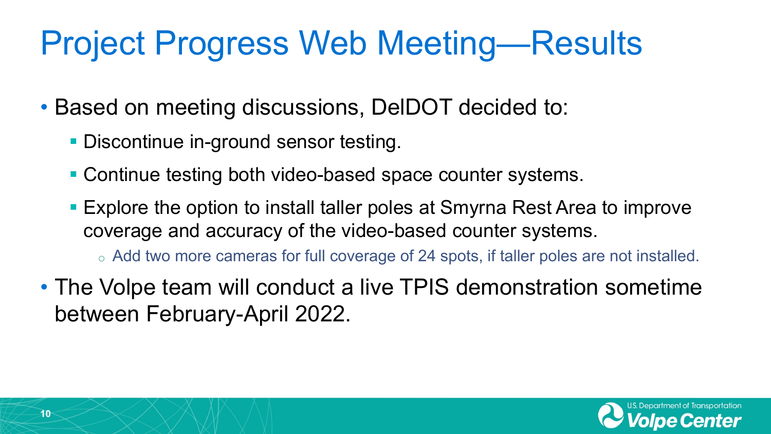# Project Progress Web Meeting—Results

- Based on meeting discussions, DelDOT decided to:
  - Discontinue in-ground sensor testing.
  - Continue testing both video-based space counter systems.
  - Explore the option to install taller poles at Smyrna Rest Area to improve coverage and accuracy of the video-based counter systems.
    - Add two more cameras for full coverage of 24 spots, if taller poles are not installed.
- The Volpe team will conduct a live TPIS demonstration sometime between February-April 2022.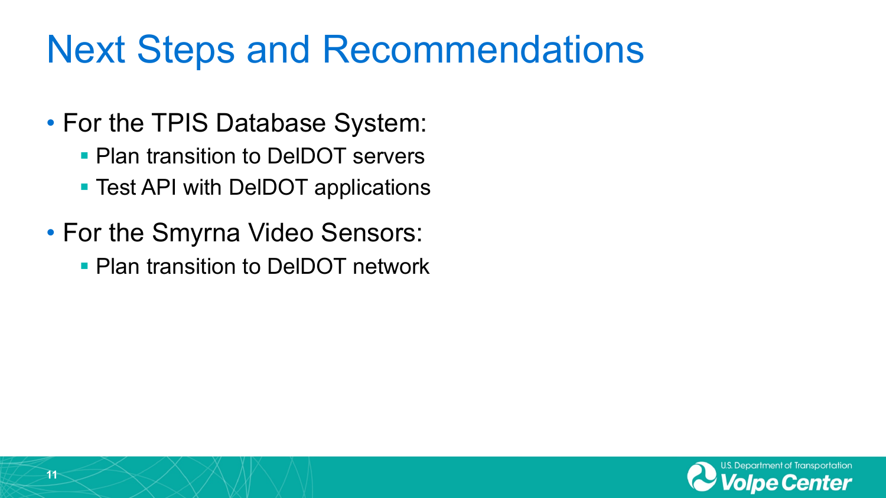# Next Steps and Recommendations

- For the TPIS Database System:
  - Plan transition to DelDOT servers
  - Test API with DelDOT applications
- For the Smyrna Video Sensors:
  - Plan transition to DelDOT network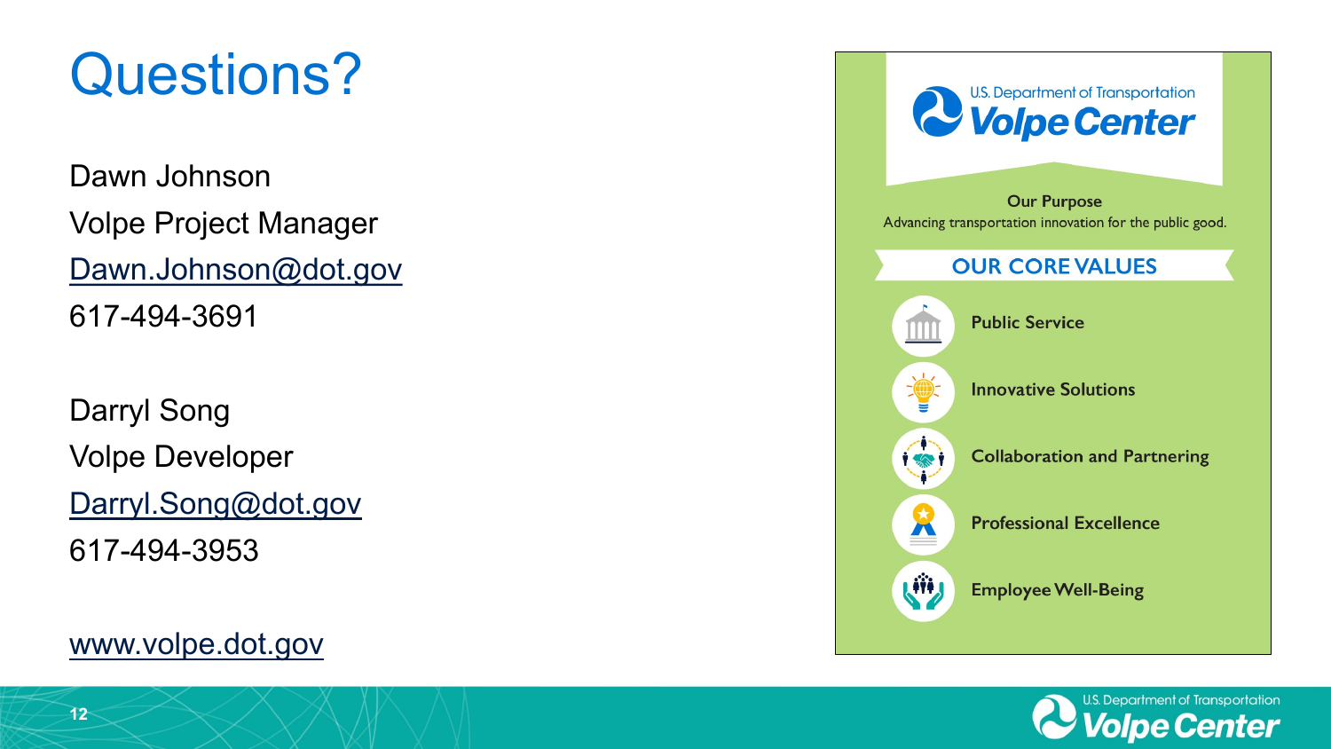# Questions?

Dawn Johnson
Volpe Project Manager
Dawn.Johnson@dot.gov
617-494-3691

Darryl Song
Volpe Developer
Darryl.Song@dot.gov
617-494-3953

www.volpe.dot.gov

U.S. Department of Transportation
Volpe Center

**Our Purpose**
Advancing transportation innovation for the public good.

**OUR CORE VALUES**

- **Public Service**
- **Innovative Solutions**
- **Collaboration and Partnering**
- **Professional Excellence**
- **Employee Well-Being**